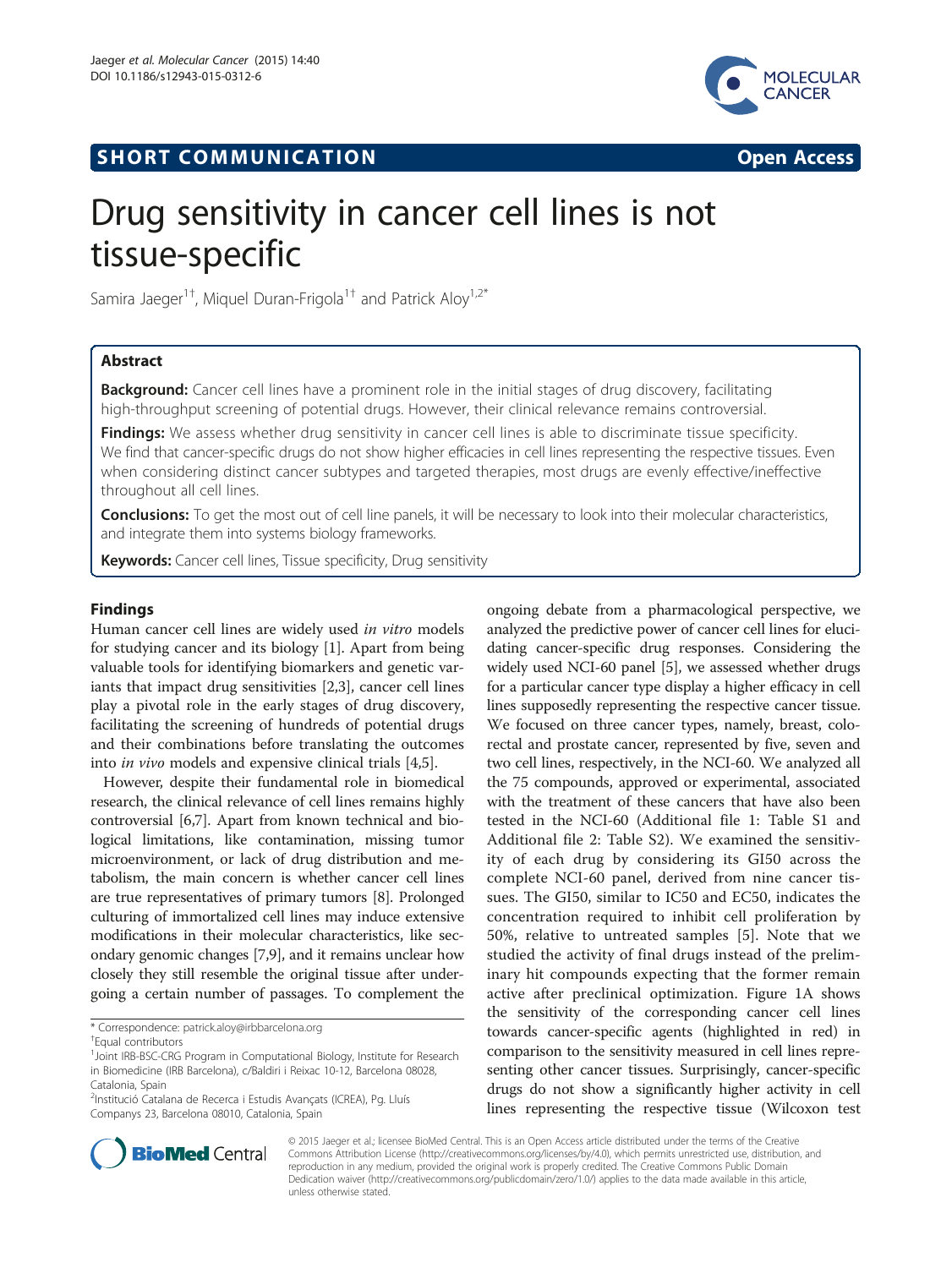SHORT COMMUNICATION **Open Access**

# Drug sensitivity in cancer cell lines is not tissue-specific

Samira Jaeger[1†], Miquel Duran-Frigola[1†] and Patrick Aloy[1,2*]

## Abstract

**Background:** Cancer cell lines have a prominent role in the initial stages of drug discovery, facilitating high-throughput screening of potential drugs. However, their clinical relevance remains controversial.

**Findings:** We assess whether drug sensitivity in cancer cell lines is able to discriminate tissue specificity. We find that cancer-specific drugs do not show higher efficacies in cell lines representing the respective tissues. Even when considering distinct cancer subtypes and targeted therapies, most drugs are evenly effective/ineffective throughout all cell lines.

**Conclusions:** To get the most out of cell line panels, it will be necessary to look into their molecular characteristics, and integrate them into systems biology frameworks.

**Keywords:** Cancer cell lines, Tissue specificity, Drug sensitivity

## Findings

Human cancer cell lines are widely used *in vitro* models for studying cancer and its biology [1]. Apart from being valuable tools for identifying biomarkers and genetic variants that impact drug sensitivities [2,3], cancer cell lines play a pivotal role in the early stages of drug discovery, facilitating the screening of hundreds of potential drugs and their combinations before translating the outcomes into *in vivo* models and expensive clinical trials [4,5].

However, despite their fundamental role in biomedical research, the clinical relevance of cell lines remains highly controversial [6,7]. Apart from known technical and biological limitations, like contamination, missing tumor microenvironment, or lack of drug distribution and metabolism, the main concern is whether cancer cell lines are true representatives of primary tumors [8]. Prolonged culturing of immortalized cell lines may induce extensive modifications in their molecular characteristics, like secondary genomic changes [7,9], and it remains unclear how closely they still resemble the original tissue after undergoing a certain number of passages. To complement the ongoing debate from a pharmacological perspective, we analyzed the predictive power of cancer cell lines for elucidating cancer-specific drug responses. Considering the widely used NCI-60 panel [5], we assessed whether drugs for a particular cancer type display a higher efficacy in cell lines supposedly representing the respective cancer tissue. We focused on three cancer types, namely, breast, colorectal and prostate cancer, represented by five, seven and two cell lines, respectively, in the NCI-60. We analyzed all the 75 compounds, approved or experimental, associated with the treatment of these cancers that have also been tested in the NCI-60 (Additional file 1: Table S1 and Additional file 2: Table S2). We examined the sensitivity of each drug by considering its GI50 across the complete NCI-60 panel, derived from nine cancer tissues. The GI50, similar to IC50 and EC50, indicates the concentration required to inhibit cell proliferation by 50%, relative to untreated samples [5]. Note that we studied the activity of final drugs instead of the preliminary hit compounds expecting that the former remain active after preclinical optimization. Figure 1A shows the sensitivity of the corresponding cancer cell lines towards cancer-specific agents (highlighted in red) in comparison to the sensitivity measured in cell lines representing other cancer tissues. Surprisingly, cancer-specific drugs do not show a significantly higher activity in cell lines representing the respective tissue (Wilcoxon test

\* Correspondence: patrick.aloy@irbbarcelona.org
†Equal contributors
[1]Joint IRB-BSC-CRG Program in Computational Biology, Institute for Research in Biomedicine (IRB Barcelona), c/Baldiri i Reixac 10-12, Barcelona 08028, Catalonia, Spain
[2]Institució Catalana de Recerca i Estudis Avançats (ICREA), Pg. Lluís Companys 23, Barcelona 08010, Catalonia, Spain

© 2015 Jaeger et al.; licensee BioMed Central. This is an Open Access article distributed under the terms of the Creative Commons Attribution License (http://creativecommons.org/licenses/by/4.0), which permits unrestricted use, distribution, and reproduction in any medium, provided the original work is properly credited. The Creative Commons Public Domain Dedication waiver (http://creativecommons.org/publicdomain/zero/1.0/) applies to the data made available in this article, unless otherwise stated.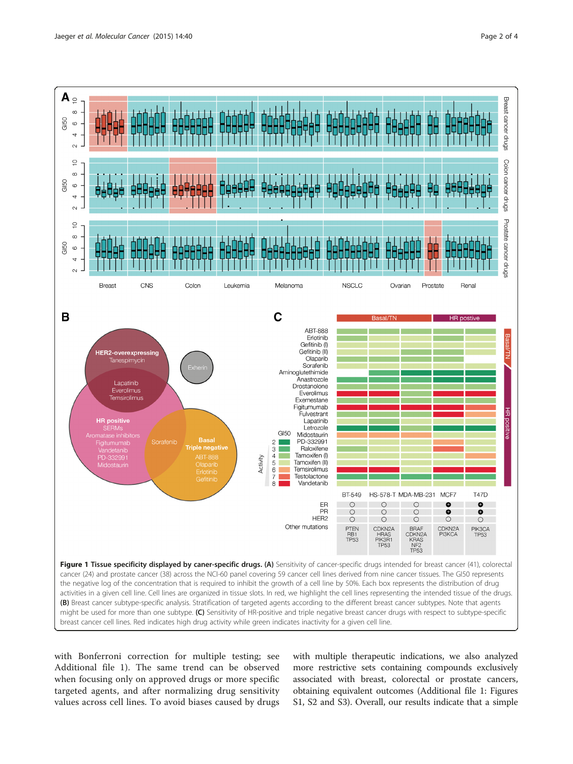**Figure 1 Tissue specificity displayed by caner-specific drugs. (A)** Sensitivity of cancer-specific drugs intended for breast cancer (41), colorectal cancer (24) and prostate cancer (38) across the NCI-60 panel covering 59 cancer cell lines derived from nine cancer tissues. The GI50 represents the negative log of the concentration that is required to inhibit the growth of a cell line by 50%. Each box represents the distribution of drug activities in a given cell line. Cell lines are organized in tissue slots. In red, we highlight the cell lines representing the intended tissue of the drugs. **(B)** Breast cancer subtype-specific analysis. Stratification of targeted agents according to the different breast cancer subtypes. Note that agents might be used for more than one subtype. **(C)** Sensitivity of HR-positive and triple negative breast cancer drugs with respect to subtype-specific breast cancer cell lines. Red indicates high drug activity while green indicates inactivity for a given cell line.

with Bonferroni correction for multiple testing; see Additional file 1). The same trend can be observed when focusing only on approved drugs or more specific targeted agents, and after normalizing drug sensitivity values across cell lines. To avoid biases caused by drugs with multiple therapeutic indications, we also analyzed more restrictive sets containing compounds exclusively associated with breast, colorectal or prostate cancers, obtaining equivalent outcomes (Additional file 1: Figures S1, S2 and S3). Overall, our results indicate that a simple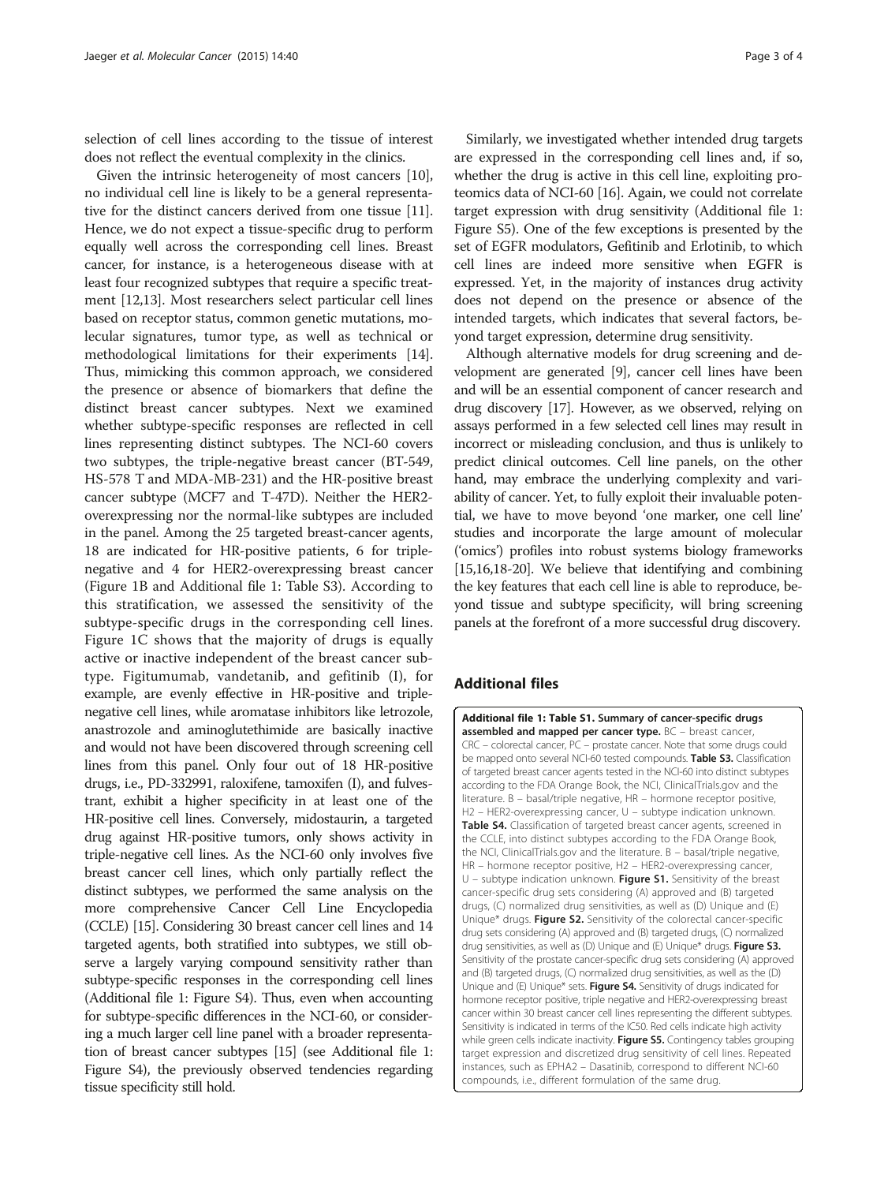selection of cell lines according to the tissue of interest does not reflect the eventual complexity in the clinics.

Given the intrinsic heterogeneity of most cancers [10], no individual cell line is likely to be a general representative for the distinct cancers derived from one tissue [11]. Hence, we do not expect a tissue-specific drug to perform equally well across the corresponding cell lines. Breast cancer, for instance, is a heterogeneous disease with at least four recognized subtypes that require a specific treatment [12,13]. Most researchers select particular cell lines based on receptor status, common genetic mutations, molecular signatures, tumor type, as well as technical or methodological limitations for their experiments [14]. Thus, mimicking this common approach, we considered the presence or absence of biomarkers that define the distinct breast cancer subtypes. Next we examined whether subtype-specific responses are reflected in cell lines representing distinct subtypes. The NCI-60 covers two subtypes, the triple-negative breast cancer (BT-549, HS-578 T and MDA-MB-231) and the HR-positive breast cancer subtype (MCF7 and T-47D). Neither the HER2-overexpressing nor the normal-like subtypes are included in the panel. Among the 25 targeted breast-cancer agents, 18 are indicated for HR-positive patients, 6 for triple-negative and 4 for HER2-overexpressing breast cancer (Figure 1B and Additional file 1: Table S3). According to this stratification, we assessed the sensitivity of the subtype-specific drugs in the corresponding cell lines. Figure 1C shows that the majority of drugs is equally active or inactive independent of the breast cancer subtype. Figitumumab, vandetanib, and gefitinib (I), for example, are evenly effective in HR-positive and triple-negative cell lines, while aromatase inhibitors like letrozole, anastrozole and aminoglutethimide are basically inactive and would not have been discovered through screening cell lines from this panel. Only four out of 18 HR-positive drugs, i.e., PD-332991, raloxifene, tamoxifen (I), and fulvestrant, exhibit a higher specificity in at least one of the HR-positive cell lines. Conversely, midostaurin, a targeted drug against HR-positive tumors, only shows activity in triple-negative cell lines. As the NCI-60 only involves five breast cancer cell lines, which only partially reflect the distinct subtypes, we performed the same analysis on the more comprehensive Cancer Cell Line Encyclopedia (CCLE) [15]. Considering 30 breast cancer cell lines and 14 targeted agents, both stratified into subtypes, we still observe a largely varying compound sensitivity rather than subtype-specific responses in the corresponding cell lines (Additional file 1: Figure S4). Thus, even when accounting for subtype-specific differences in the NCI-60, or considering a much larger cell line panel with a broader representation of breast cancer subtypes [15] (see Additional file 1: Figure S4), the previously observed tendencies regarding tissue specificity still hold.

Similarly, we investigated whether intended drug targets are expressed in the corresponding cell lines and, if so, whether the drug is active in this cell line, exploiting proteomics data of NCI-60 [16]. Again, we could not correlate target expression with drug sensitivity (Additional file 1: Figure S5). One of the few exceptions is presented by the set of EGFR modulators, Gefitinib and Erlotinib, to which cell lines are indeed more sensitive when EGFR is expressed. Yet, in the majority of instances drug activity does not depend on the presence or absence of the intended targets, which indicates that several factors, beyond target expression, determine drug sensitivity.

Although alternative models for drug screening and development are generated [9], cancer cell lines have been and will be an essential component of cancer research and drug discovery [17]. However, as we observed, relying on assays performed in a few selected cell lines may result in incorrect or misleading conclusion, and thus is unlikely to predict clinical outcomes. Cell line panels, on the other hand, may embrace the underlying complexity and variability of cancer. Yet, to fully exploit their invaluable potential, we have to move beyond 'one marker, one cell line' studies and incorporate the large amount of molecular ('omics') profiles into robust systems biology frameworks [15,16,18-20]. We believe that identifying and combining the key features that each cell line is able to reproduce, beyond tissue and subtype specificity, will bring screening panels at the forefront of a more successful drug discovery.

## Additional files

**Additional file 1: Table S1. Summary of cancer-specific drugs assembled and mapped per cancer type.** BC – breast cancer, CRC – colorectal cancer, PC – prostate cancer. Note that some drugs could be mapped onto several NCI-60 tested compounds. **Table S3.** Classification of targeted breast cancer agents tested in the NCI-60 into distinct subtypes according to the FDA Orange Book, the NCI, ClinicalTrials.gov and the literature. B – basal/triple negative, HR – hormone receptor positive, H2 – HER2-overexpressing cancer, U – subtype indication unknown. **Table S4.** Classification of targeted breast cancer agents, screened in the CCLE, into distinct subtypes according to the FDA Orange Book, the NCI, ClinicalTrials.gov and the literature. B – basal/triple negative, HR – hormone receptor positive, H2 – HER2-overexpressing cancer, U – subtype indication unknown. **Figure S1.** Sensitivity of the breast cancer-specific drug sets considering (A) approved and (B) targeted drugs, (C) normalized drug sensitivities, as well as (D) Unique and (E) Unique* drugs. **Figure S2.** Sensitivity of the colorectal cancer-specific drug sets considering (A) approved and (B) targeted drugs, (C) normalized drug sensitivities, as well as (D) Unique and (E) Unique* drugs. **Figure S3.** Sensitivity of the prostate cancer-specific drug sets considering (A) approved and (B) targeted drugs, (C) normalized drug sensitivities, as well as the (D) Unique and (E) Unique* sets. **Figure S4.** Sensitivity of drugs indicated for hormone receptor positive, triple negative and HER2-overexpressing breast cancer within 30 breast cancer cell lines representing the different subtypes. Sensitivity is indicated in terms of the IC50. Red cells indicate high activity while green cells indicate inactivity. **Figure S5.** Contingency tables grouping target expression and discretized drug sensitivity of cell lines. Repeated instances, such as EPHA2 – Dasatinib, correspond to different NCI-60 compounds, i.e., different formulation of the same drug.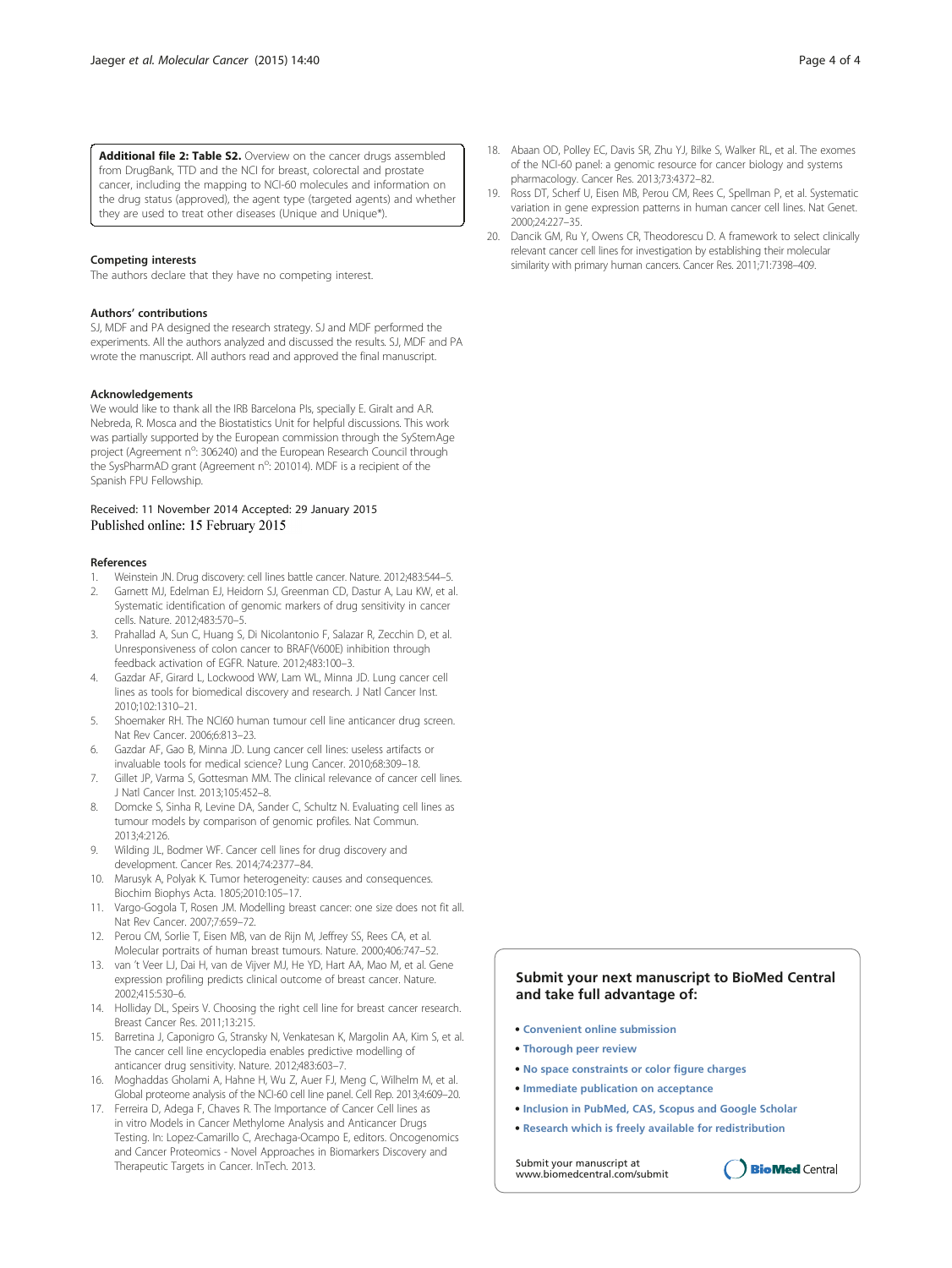**Additional file 2: Table S2.** Overview on the cancer drugs assembled from DrugBank, TTD and the NCI for breast, colorectal and prostate cancer, including the mapping to NCI-60 molecules and information on the drug status (approved), the agent type (targeted agents) and whether they are used to treat other diseases (Unique and Unique*).

#### Competing interests

The authors declare that they have no competing interest.

#### Authors' contributions

SJ, MDF and PA designed the research strategy. SJ and MDF performed the experiments. All the authors analyzed and discussed the results. SJ, MDF and PA wrote the manuscript. All authors read and approved the final manuscript.

#### Acknowledgements

We would like to thank all the IRB Barcelona PIs, specially E. Giralt and A.R. Nebreda, R. Mosca and the Biostatistics Unit for helpful discussions. This work was partially supported by the European commission through the SyStemAge project (Agreement n°: 306240) and the European Research Council through the SysPharmAD grant (Agreement n°: 201014). MDF is a recipient of the Spanish FPU Fellowship.

Received: 11 November 2014 Accepted: 29 January 2015
Published online: 15 February 2015

#### References

1. Weinstein JN. Drug discovery: cell lines battle cancer. Nature. 2012;483:544–5.
2. Garnett MJ, Edelman EJ, Heidorn SJ, Greenman CD, Dastur A, Lau KW, et al. Systematic identification of genomic markers of drug sensitivity in cancer cells. Nature. 2012;483:570–5.
3. Prahallad A, Sun C, Huang S, Di Nicolantonio F, Salazar R, Zecchin D, et al. Unresponsiveness of colon cancer to BRAF(V600E) inhibition through feedback activation of EGFR. Nature. 2012;483:100–3.
4. Gazdar AF, Girard L, Lockwood WW, Lam WL, Minna JD. Lung cancer cell lines as tools for biomedical discovery and research. J Natl Cancer Inst. 2010;102:1310–21.
5. Shoemaker RH. The NCI60 human tumour cell line anticancer drug screen. Nat Rev Cancer. 2006;6:813–23.
6. Gazdar AF, Gao B, Minna JD. Lung cancer cell lines: useless artifacts or invaluable tools for medical science? Lung Cancer. 2010;68:309–18.
7. Gillet JP, Varma S, Gottesman MM. The clinical relevance of cancer cell lines. J Natl Cancer Inst. 2013;105:452–8.
8. Domcke S, Sinha R, Levine DA, Sander C, Schultz N. Evaluating cell lines as tumour models by comparison of genomic profiles. Nat Commun. 2013;4:2126.
9. Wilding JL, Bodmer WF. Cancer cell lines for drug discovery and development. Cancer Res. 2014;74:2377–84.
10. Marusyk A, Polyak K. Tumor heterogeneity: causes and consequences. Biochim Biophys Acta. 1805;2010:105–17.
11. Vargo-Gogola T, Rosen JM. Modelling breast cancer: one size does not fit all. Nat Rev Cancer. 2007;7:659–72.
12. Perou CM, Sorlie T, Eisen MB, van de Rijn M, Jeffrey SS, Rees CA, et al. Molecular portraits of human breast tumours. Nature. 2000;406:747–52.
13. van 't Veer LJ, Dai H, van de Vijver MJ, He YD, Hart AA, Mao M, et al. Gene expression profiling predicts clinical outcome of breast cancer. Nature. 2002;415:530–6.
14. Holliday DL, Speirs V. Choosing the right cell line for breast cancer research. Breast Cancer Res. 2011;13:215.
15. Barretina J, Caponigro G, Stransky N, Venkatesan K, Margolin AA, Kim S, et al. The cancer cell line encyclopedia enables predictive modelling of anticancer drug sensitivity. Nature. 2012;483:603–7.
16. Moghaddas Gholami A, Hahne H, Wu Z, Auer FJ, Meng C, Wilhelm M, et al. Global proteome analysis of the NCI-60 cell line panel. Cell Rep. 2013;4:609–20.
17. Ferreira D, Adega F, Chaves R. The Importance of Cancer Cell lines as in vitro Models in Cancer Methylome Analysis and Anticancer Drugs Testing. In: Lopez-Camarillo C, Arechaga-Ocampo E, editors. Oncogenomics and Cancer Proteomics - Novel Approaches in Biomarkers Discovery and Therapeutic Targets in Cancer. InTech. 2013.
18. Abaan OD, Polley EC, Davis SR, Zhu YJ, Bilke S, Walker RL, et al. The exomes of the NCI-60 panel: a genomic resource for cancer biology and systems pharmacology. Cancer Res. 2013;73:4372–82.
19. Ross DT, Scherf U, Eisen MB, Perou CM, Rees C, Spellman P, et al. Systematic variation in gene expression patterns in human cancer cell lines. Nat Genet. 2000;24:227–35.
20. Dancik GM, Ru Y, Owens CR, Theodorescu D. A framework to select clinically relevant cancer cell lines for investigation by establishing their molecular similarity with primary human cancers. Cancer Res. 2011;71:7398–409.